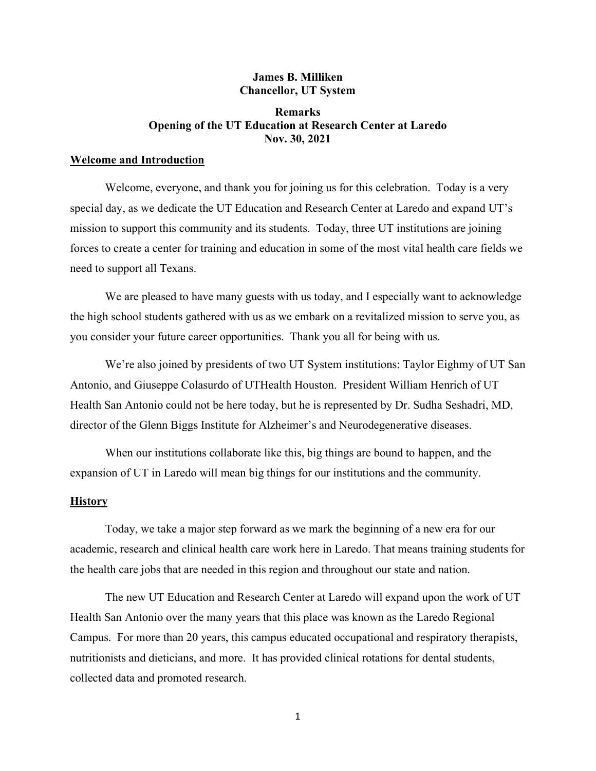**James B. Milliken**
**Chancellor, UT System**

**Remarks**
**Opening of the UT Education at Research Center at Laredo**
**Nov. 30, 2021**

## Welcome and Introduction

Welcome, everyone, and thank you for joining us for this celebration. Today is a very special day, as we dedicate the UT Education and Research Center at Laredo and expand UT's mission to support this community and its students. Today, three UT institutions are joining forces to create a center for training and education in some of the most vital health care fields we need to support all Texans.

We are pleased to have many guests with us today, and I especially want to acknowledge the high school students gathered with us as we embark on a revitalized mission to serve you, as you consider your future career opportunities. Thank you all for being with us.

We're also joined by presidents of two UT System institutions: Taylor Eighmy of UT San Antonio, and Giuseppe Colasurdo of UTHealth Houston. President William Henrich of UT Health San Antonio could not be here today, but he is represented by Dr. Sudha Seshadri, MD, director of the Glenn Biggs Institute for Alzheimer's and Neurodegenerative diseases.

When our institutions collaborate like this, big things are bound to happen, and the expansion of UT in Laredo will mean big things for our institutions and the community.

## History

Today, we take a major step forward as we mark the beginning of a new era for our academic, research and clinical health care work here in Laredo. That means training students for the health care jobs that are needed in this region and throughout our state and nation.

The new UT Education and Research Center at Laredo will expand upon the work of UT Health San Antonio over the many years that this place was known as the Laredo Regional Campus. For more than 20 years, this campus educated occupational and respiratory therapists, nutritionists and dieticians, and more. It has provided clinical rotations for dental students, collected data and promoted research.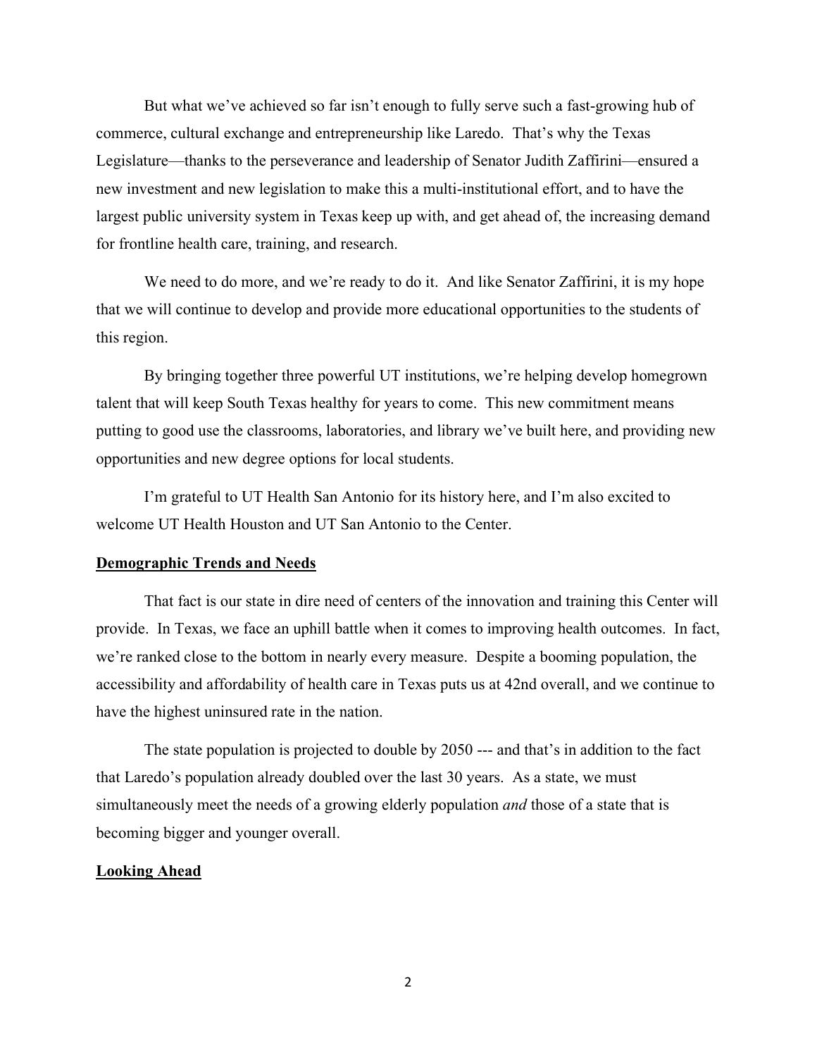But what we've achieved so far isn't enough to fully serve such a fast-growing hub of commerce, cultural exchange and entrepreneurship like Laredo. That's why the Texas Legislature—thanks to the perseverance and leadership of Senator Judith Zaffirini—ensured a new investment and new legislation to make this a multi-institutional effort, and to have the largest public university system in Texas keep up with, and get ahead of, the increasing demand for frontline health care, training, and research.

We need to do more, and we're ready to do it. And like Senator Zaffirini, it is my hope that we will continue to develop and provide more educational opportunities to the students of this region.

By bringing together three powerful UT institutions, we're helping develop homegrown talent that will keep South Texas healthy for years to come. This new commitment means putting to good use the classrooms, laboratories, and library we've built here, and providing new opportunities and new degree options for local students.

I'm grateful to UT Health San Antonio for its history here, and I'm also excited to welcome UT Health Houston and UT San Antonio to the Center.

**Demographic Trends and Needs**

That fact is our state in dire need of centers of the innovation and training this Center will provide. In Texas, we face an uphill battle when it comes to improving health outcomes. In fact, we're ranked close to the bottom in nearly every measure. Despite a booming population, the accessibility and affordability of health care in Texas puts us at 42nd overall, and we continue to have the highest uninsured rate in the nation.

The state population is projected to double by 2050 --- and that's in addition to the fact that Laredo's population already doubled over the last 30 years. As a state, we must simultaneously meet the needs of a growing elderly population *and* those of a state that is becoming bigger and younger overall.

**Looking Ahead**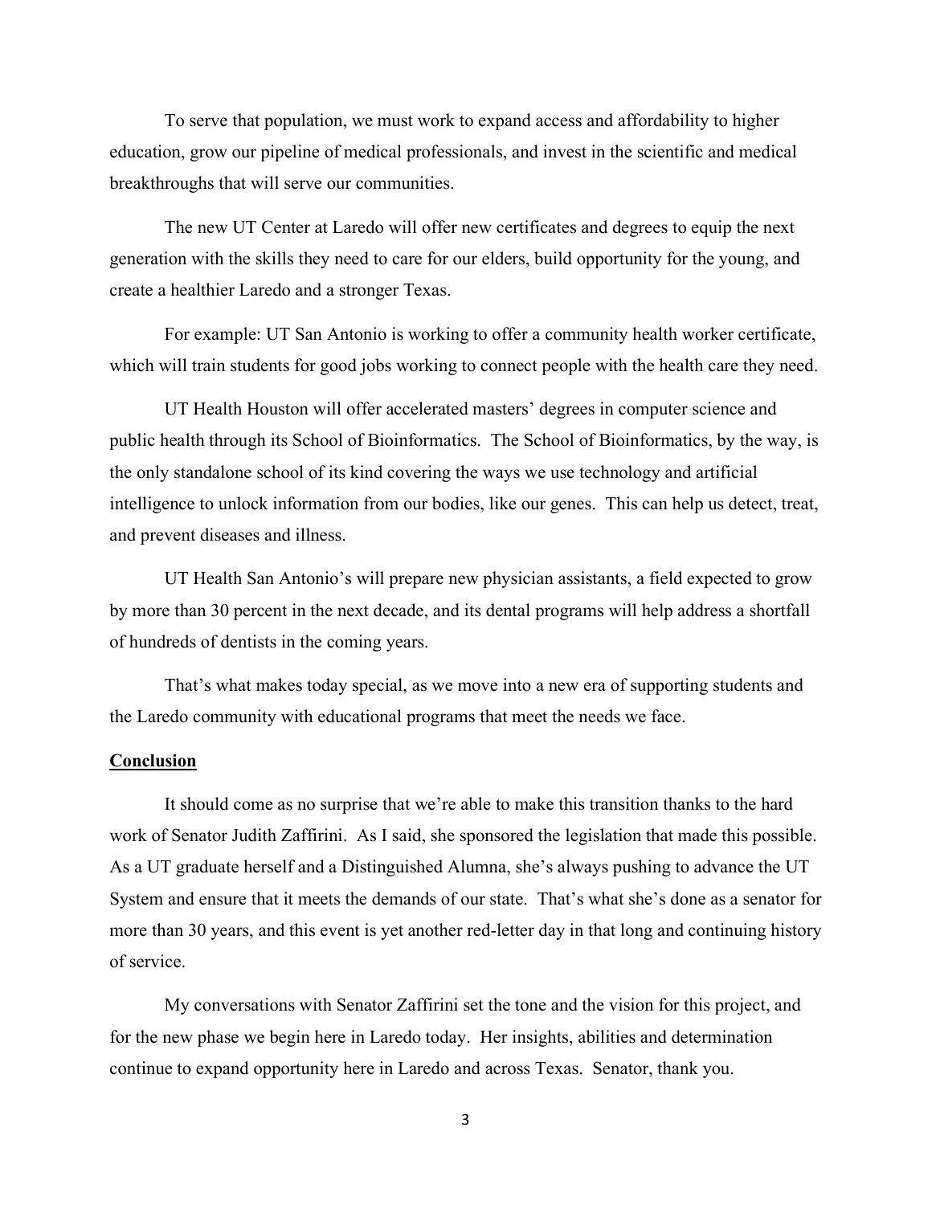To serve that population, we must work to expand access and affordability to higher education, grow our pipeline of medical professionals, and invest in the scientific and medical breakthroughs that will serve our communities.

The new UT Center at Laredo will offer new certificates and degrees to equip the next generation with the skills they need to care for our elders, build opportunity for the young, and create a healthier Laredo and a stronger Texas.

For example: UT San Antonio is working to offer a community health worker certificate, which will train students for good jobs working to connect people with the health care they need.

UT Health Houston will offer accelerated masters' degrees in computer science and public health through its School of Bioinformatics. The School of Bioinformatics, by the way, is the only standalone school of its kind covering the ways we use technology and artificial intelligence to unlock information from our bodies, like our genes. This can help us detect, treat, and prevent diseases and illness.

UT Health San Antonio's will prepare new physician assistants, a field expected to grow by more than 30 percent in the next decade, and its dental programs will help address a shortfall of hundreds of dentists in the coming years.

That's what makes today special, as we move into a new era of supporting students and the Laredo community with educational programs that meet the needs we face.

**Conclusion**

It should come as no surprise that we're able to make this transition thanks to the hard work of Senator Judith Zaffirini. As I said, she sponsored the legislation that made this possible. As a UT graduate herself and a Distinguished Alumna, she's always pushing to advance the UT System and ensure that it meets the demands of our state. That's what she's done as a senator for more than 30 years, and this event is yet another red-letter day in that long and continuing history of service.

My conversations with Senator Zaffirini set the tone and the vision for this project, and for the new phase we begin here in Laredo today. Her insights, abilities and determination continue to expand opportunity here in Laredo and across Texas. Senator, thank you.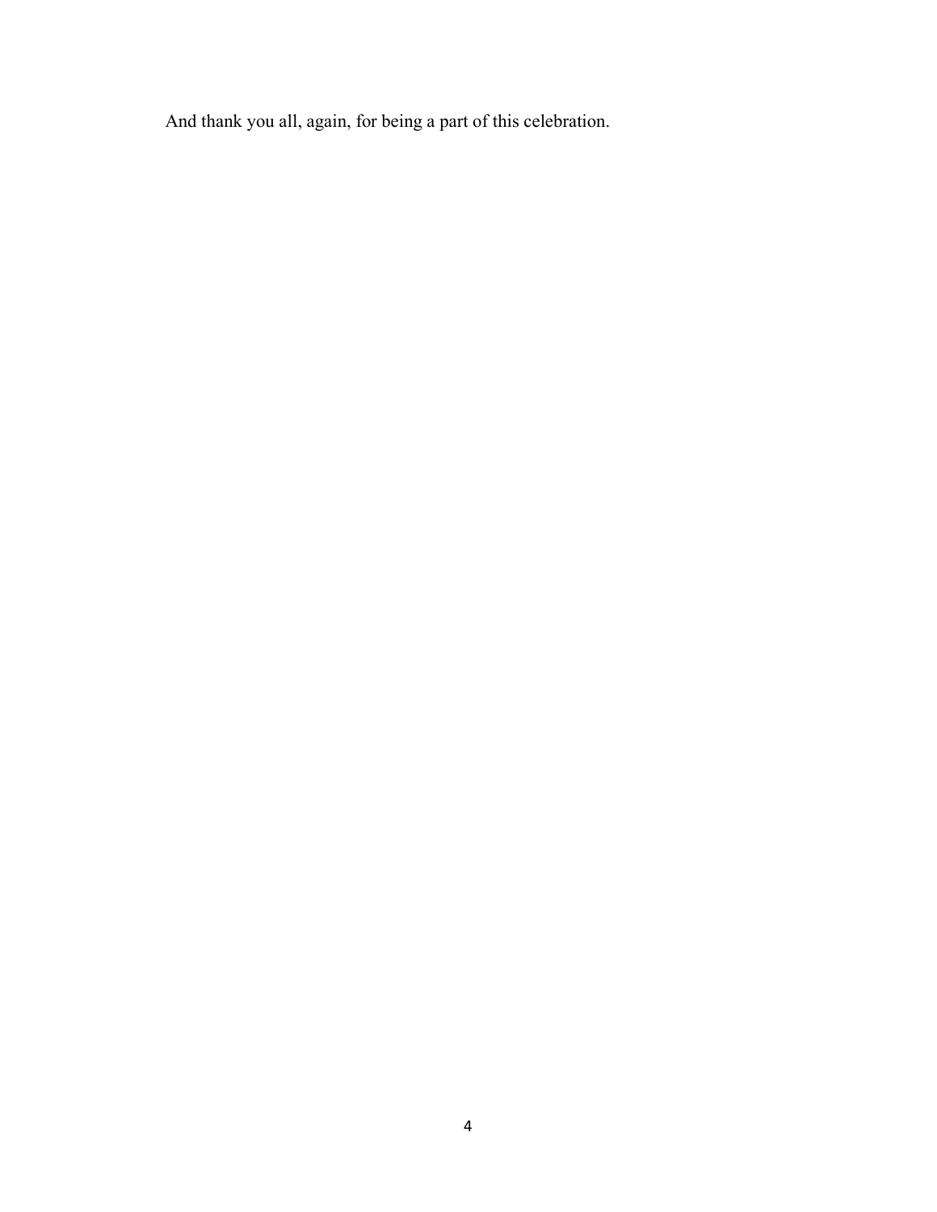And thank you all, again, for being a part of this celebration.